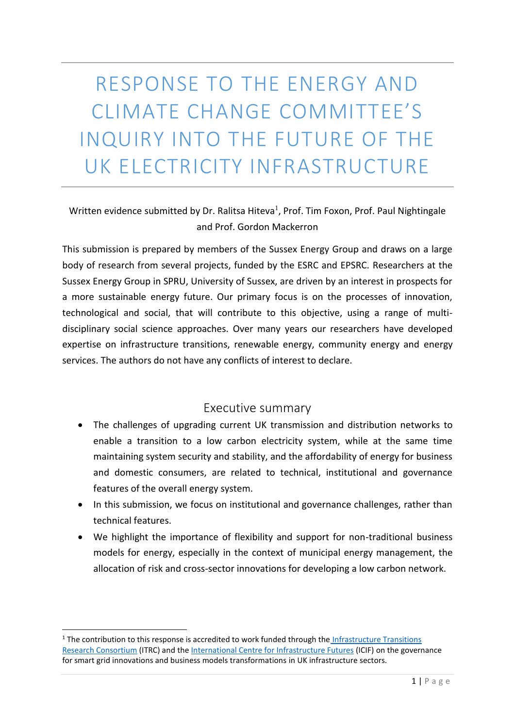# RESPONSE TO THE ENERGY AND CLIMATE CHANGE COMMITTEE'S INQUIRY INTO THE FUTURE OF THE UK ELECTRICITY INFRASTRUCTURE

Written evidence submitted by Dr. Ralitsa Hiteva[1], Prof. Tim Foxon, Prof. Paul Nightingale and Prof. Gordon Mackerron

This submission is prepared by members of the Sussex Energy Group and draws on a large body of research from several projects, funded by the ESRC and EPSRC. Researchers at the Sussex Energy Group in SPRU, University of Sussex, are driven by an interest in prospects for a more sustainable energy future. Our primary focus is on the processes of innovation, technological and social, that will contribute to this objective, using a range of multi-disciplinary social science approaches. Over many years our researchers have developed expertise on infrastructure transitions, renewable energy, community energy and energy services. The authors do not have any conflicts of interest to declare.

## Executive summary

- The challenges of upgrading current UK transmission and distribution networks to enable a transition to a low carbon electricity system, while at the same time maintaining system security and stability, and the affordability of energy for business and domestic consumers, are related to technical, institutional and governance features of the overall energy system.
- In this submission, we focus on institutional and governance challenges, rather than technical features.
- We highlight the importance of flexibility and support for non-traditional business models for energy, especially in the context of municipal energy management, the allocation of risk and cross-sector innovations for developing a low carbon network.

[1] The contribution to this response is accredited to work funded through the Infrastructure Transitions Research Consortium (ITRC) and the International Centre for Infrastructure Futures (ICIF) on the governance for smart grid innovations and business models transformations in UK infrastructure sectors.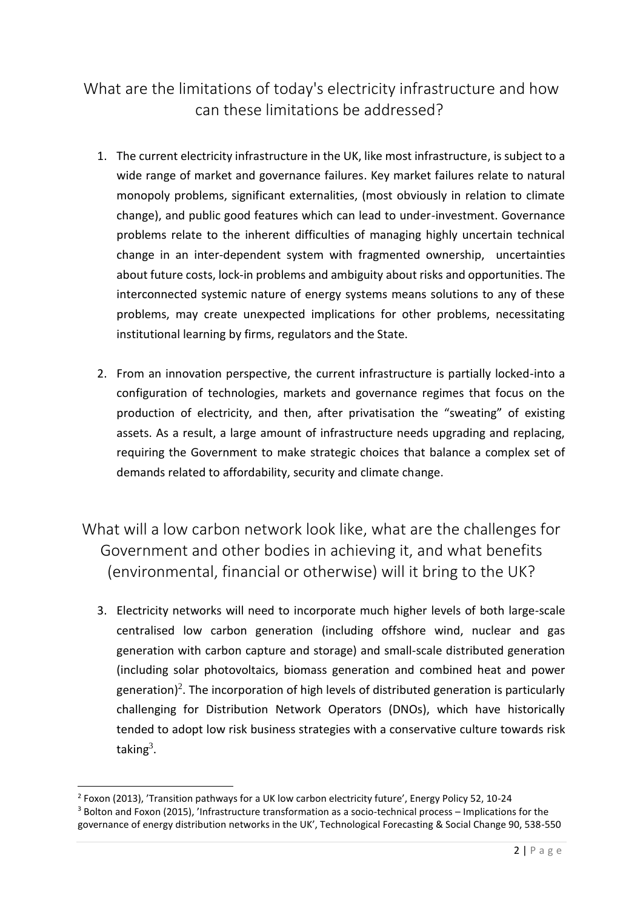## What are the limitations of today's electricity infrastructure and how can these limitations be addressed?

1. The current electricity infrastructure in the UK, like most infrastructure, is subject to a wide range of market and governance failures. Key market failures relate to natural monopoly problems, significant externalities, (most obviously in relation to climate change), and public good features which can lead to under-investment. Governance problems relate to the inherent difficulties of managing highly uncertain technical change in an inter-dependent system with fragmented ownership, uncertainties about future costs, lock-in problems and ambiguity about risks and opportunities. The interconnected systemic nature of energy systems means solutions to any of these problems, may create unexpected implications for other problems, necessitating institutional learning by firms, regulators and the State.

2. From an innovation perspective, the current infrastructure is partially locked-into a configuration of technologies, markets and governance regimes that focus on the production of electricity, and then, after privatisation the "sweating" of existing assets. As a result, a large amount of infrastructure needs upgrading and replacing, requiring the Government to make strategic choices that balance a complex set of demands related to affordability, security and climate change.

## What will a low carbon network look like, what are the challenges for Government and other bodies in achieving it, and what benefits (environmental, financial or otherwise) will it bring to the UK?

3. Electricity networks will need to incorporate much higher levels of both large-scale centralised low carbon generation (including offshore wind, nuclear and gas generation with carbon capture and storage) and small-scale distributed generation (including solar photovoltaics, biomass generation and combined heat and power generation)[2]. The incorporation of high levels of distributed generation is particularly challenging for Distribution Network Operators (DNOs), which have historically tended to adopt low risk business strategies with a conservative culture towards risk taking[3].

---

[2] Foxon (2013), 'Transition pathways for a UK low carbon electricity future', Energy Policy 52, 10-24

[3] Bolton and Foxon (2015), 'Infrastructure transformation as a socio-technical process – Implications for the governance of energy distribution networks in the UK', Technological Forecasting & Social Change 90, 538-550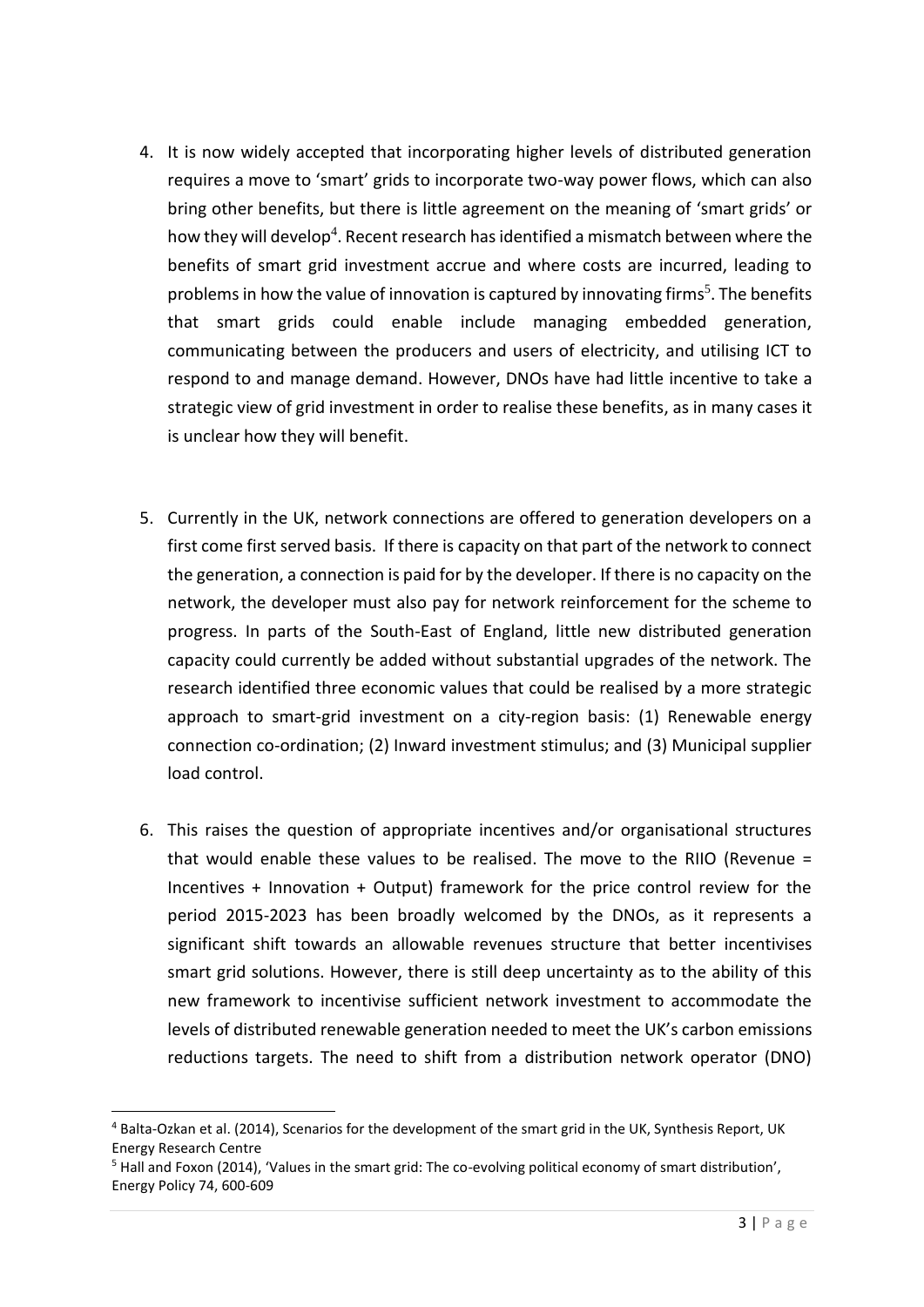4. It is now widely accepted that incorporating higher levels of distributed generation requires a move to 'smart' grids to incorporate two-way power flows, which can also bring other benefits, but there is little agreement on the meaning of 'smart grids' or how they will develop[4]. Recent research has identified a mismatch between where the benefits of smart grid investment accrue and where costs are incurred, leading to problems in how the value of innovation is captured by innovating firms[5]. The benefits that smart grids could enable include managing embedded generation, communicating between the producers and users of electricity, and utilising ICT to respond to and manage demand. However, DNOs have had little incentive to take a strategic view of grid investment in order to realise these benefits, as in many cases it is unclear how they will benefit.

5. Currently in the UK, network connections are offered to generation developers on a first come first served basis. If there is capacity on that part of the network to connect the generation, a connection is paid for by the developer. If there is no capacity on the network, the developer must also pay for network reinforcement for the scheme to progress. In parts of the South-East of England, little new distributed generation capacity could currently be added without substantial upgrades of the network. The research identified three economic values that could be realised by a more strategic approach to smart-grid investment on a city-region basis: (1) Renewable energy connection co-ordination; (2) Inward investment stimulus; and (3) Municipal supplier load control.

6. This raises the question of appropriate incentives and/or organisational structures that would enable these values to be realised. The move to the RIIO (Revenue = Incentives + Innovation + Output) framework for the price control review for the period 2015-2023 has been broadly welcomed by the DNOs, as it represents a significant shift towards an allowable revenues structure that better incentivises smart grid solutions. However, there is still deep uncertainty as to the ability of this new framework to incentivise sufficient network investment to accommodate the levels of distributed renewable generation needed to meet the UK's carbon emissions reductions targets. The need to shift from a distribution network operator (DNO)

---

[4] Balta-Ozkan et al. (2014), Scenarios for the development of the smart grid in the UK, Synthesis Report, UK Energy Research Centre

[5] Hall and Foxon (2014), 'Values in the smart grid: The co-evolving political economy of smart distribution', Energy Policy 74, 600-609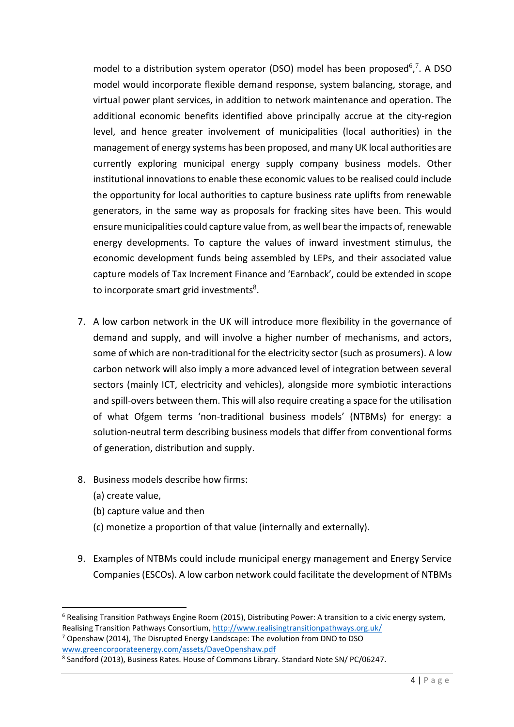model to a distribution system operator (DSO) model has been proposed[6],[7]. A DSO model would incorporate flexible demand response, system balancing, storage, and virtual power plant services, in addition to network maintenance and operation. The additional economic benefits identified above principally accrue at the city-region level, and hence greater involvement of municipalities (local authorities) in the management of energy systems has been proposed, and many UK local authorities are currently exploring municipal energy supply company business models. Other institutional innovations to enable these economic values to be realised could include the opportunity for local authorities to capture business rate uplifts from renewable generators, in the same way as proposals for fracking sites have been. This would ensure municipalities could capture value from, as well bear the impacts of, renewable energy developments. To capture the values of inward investment stimulus, the economic development funds being assembled by LEPs, and their associated value capture models of Tax Increment Finance and 'Earnback', could be extended in scope to incorporate smart grid investments[8].

7. A low carbon network in the UK will introduce more flexibility in the governance of demand and supply, and will involve a higher number of mechanisms, and actors, some of which are non-traditional for the electricity sector (such as prosumers). A low carbon network will also imply a more advanced level of integration between several sectors (mainly ICT, electricity and vehicles), alongside more symbiotic interactions and spill-overs between them. This will also require creating a space for the utilisation of what Ofgem terms 'non-traditional business models' (NTBMs) for energy: a solution-neutral term describing business models that differ from conventional forms of generation, distribution and supply.

8. Business models describe how firms:
   (a) create value,
   (b) capture value and then
   (c) monetize a proportion of that value (internally and externally).

9. Examples of NTBMs could include municipal energy management and Energy Service Companies (ESCOs). A low carbon network could facilitate the development of NTBMs

---

[6] Realising Transition Pathways Engine Room (2015), Distributing Power: A transition to a civic energy system, Realising Transition Pathways Consortium, http://www.realisingtransitionpathways.org.uk/

[7] Openshaw (2014), The Disrupted Energy Landscape: The evolution from DNO to DSO www.greencorporateenergy.com/assets/DaveOpenshaw.pdf

[8] Sandford (2013), Business Rates. House of Commons Library. Standard Note SN/ PC/06247.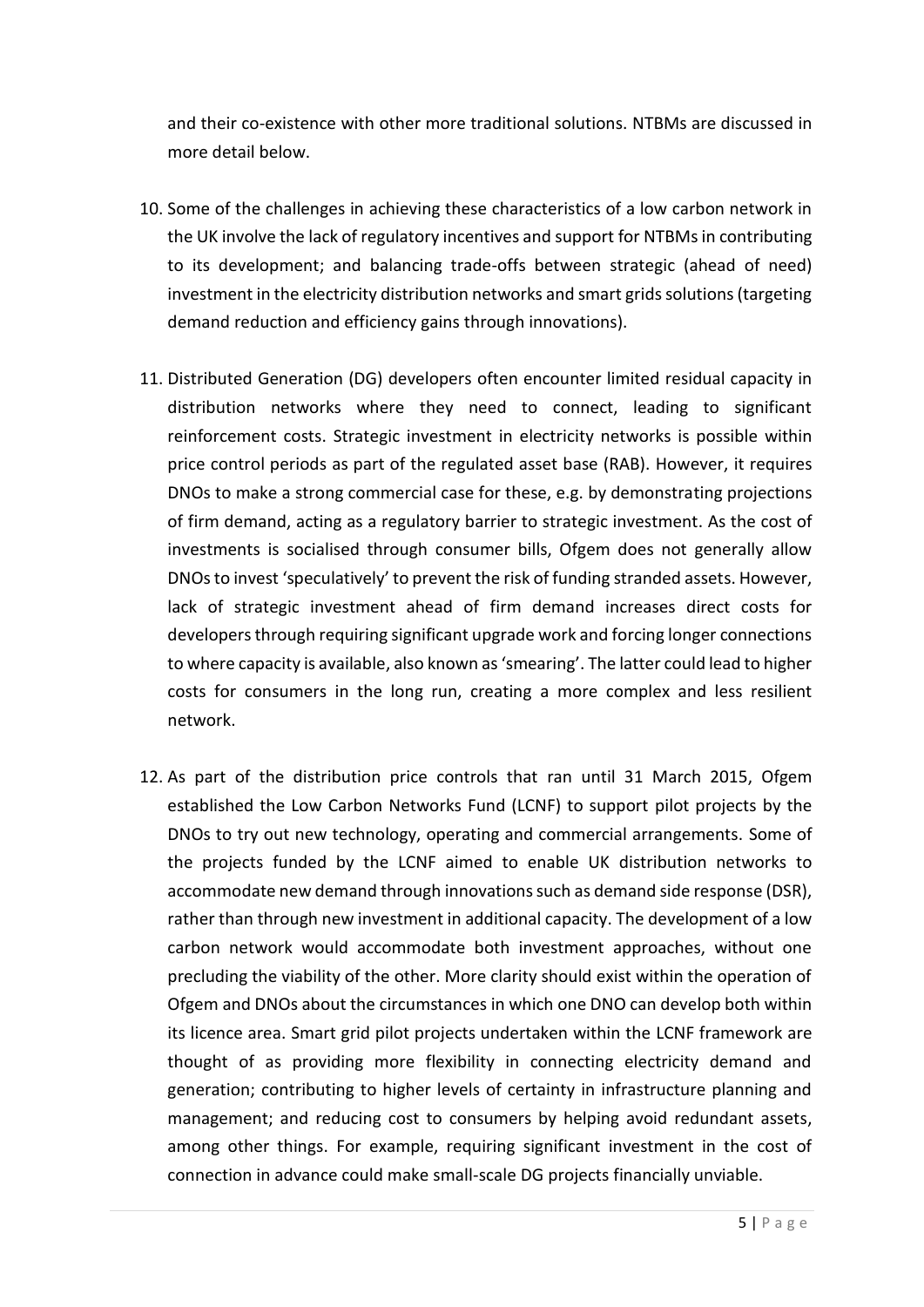and their co-existence with other more traditional solutions. NTBMs are discussed in more detail below.

10. Some of the challenges in achieving these characteristics of a low carbon network in the UK involve the lack of regulatory incentives and support for NTBMs in contributing to its development; and balancing trade-offs between strategic (ahead of need) investment in the electricity distribution networks and smart grids solutions (targeting demand reduction and efficiency gains through innovations).

11. Distributed Generation (DG) developers often encounter limited residual capacity in distribution networks where they need to connect, leading to significant reinforcement costs. Strategic investment in electricity networks is possible within price control periods as part of the regulated asset base (RAB). However, it requires DNOs to make a strong commercial case for these, e.g. by demonstrating projections of firm demand, acting as a regulatory barrier to strategic investment. As the cost of investments is socialised through consumer bills, Ofgem does not generally allow DNOs to invest 'speculatively' to prevent the risk of funding stranded assets. However, lack of strategic investment ahead of firm demand increases direct costs for developers through requiring significant upgrade work and forcing longer connections to where capacity is available, also known as 'smearing'. The latter could lead to higher costs for consumers in the long run, creating a more complex and less resilient network.

12. As part of the distribution price controls that ran until 31 March 2015, Ofgem established the Low Carbon Networks Fund (LCNF) to support pilot projects by the DNOs to try out new technology, operating and commercial arrangements. Some of the projects funded by the LCNF aimed to enable UK distribution networks to accommodate new demand through innovations such as demand side response (DSR), rather than through new investment in additional capacity. The development of a low carbon network would accommodate both investment approaches, without one precluding the viability of the other. More clarity should exist within the operation of Ofgem and DNOs about the circumstances in which one DNO can develop both within its licence area. Smart grid pilot projects undertaken within the LCNF framework are thought of as providing more flexibility in connecting electricity demand and generation; contributing to higher levels of certainty in infrastructure planning and management; and reducing cost to consumers by helping avoid redundant assets, among other things. For example, requiring significant investment in the cost of connection in advance could make small-scale DG projects financially unviable.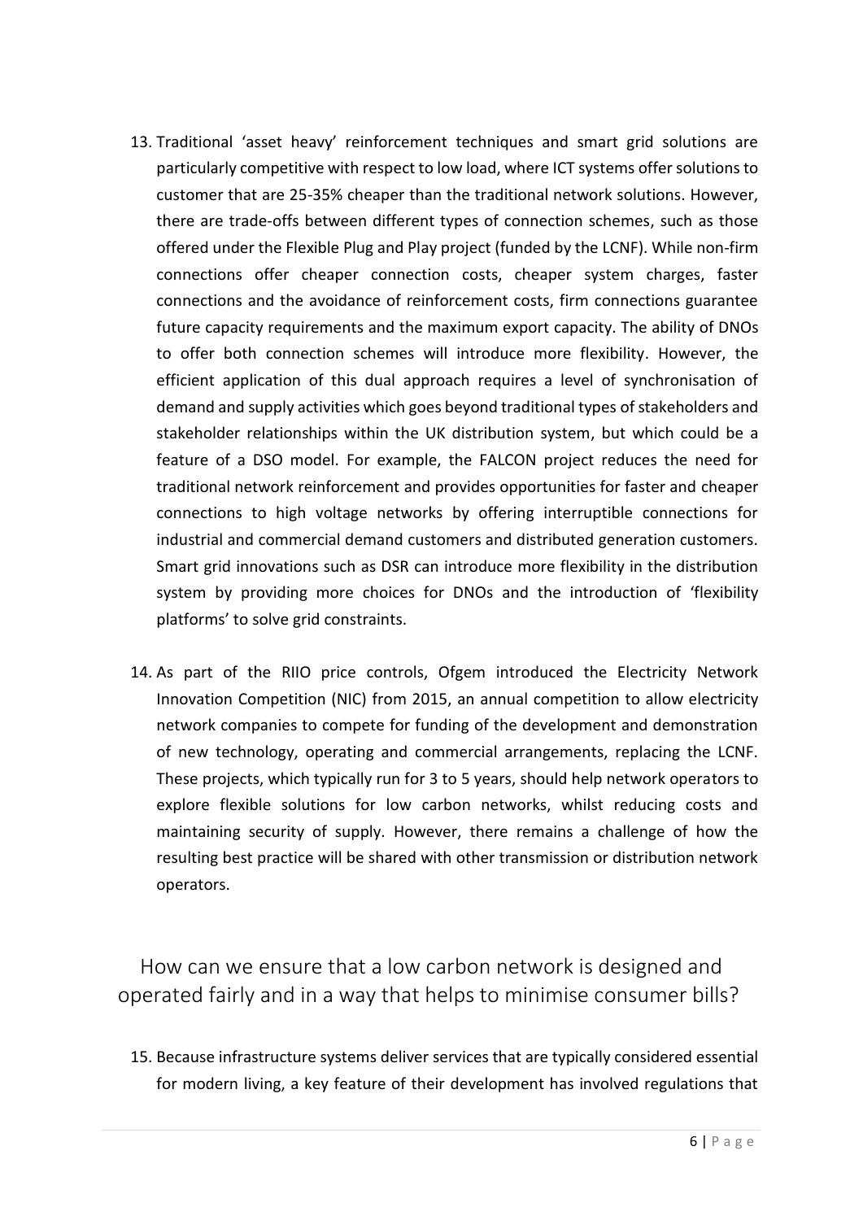13. Traditional 'asset heavy' reinforcement techniques and smart grid solutions are particularly competitive with respect to low load, where ICT systems offer solutions to customer that are 25-35% cheaper than the traditional network solutions. However, there are trade-offs between different types of connection schemes, such as those offered under the Flexible Plug and Play project (funded by the LCNF). While non-firm connections offer cheaper connection costs, cheaper system charges, faster connections and the avoidance of reinforcement costs, firm connections guarantee future capacity requirements and the maximum export capacity. The ability of DNOs to offer both connection schemes will introduce more flexibility. However, the efficient application of this dual approach requires a level of synchronisation of demand and supply activities which goes beyond traditional types of stakeholders and stakeholder relationships within the UK distribution system, but which could be a feature of a DSO model. For example, the FALCON project reduces the need for traditional network reinforcement and provides opportunities for faster and cheaper connections to high voltage networks by offering interruptible connections for industrial and commercial demand customers and distributed generation customers. Smart grid innovations such as DSR can introduce more flexibility in the distribution system by providing more choices for DNOs and the introduction of 'flexibility platforms' to solve grid constraints.

14. As part of the RIIO price controls, Ofgem introduced the Electricity Network Innovation Competition (NIC) from 2015, an annual competition to allow electricity network companies to compete for funding of the development and demonstration of new technology, operating and commercial arrangements, replacing the LCNF. These projects, which typically run for 3 to 5 years, should help network operators to explore flexible solutions for low carbon networks, whilst reducing costs and maintaining security of supply. However, there remains a challenge of how the resulting best practice will be shared with other transmission or distribution network operators.

## How can we ensure that a low carbon network is designed and operated fairly and in a way that helps to minimise consumer bills?

15. Because infrastructure systems deliver services that are typically considered essential for modern living, a key feature of their development has involved regulations that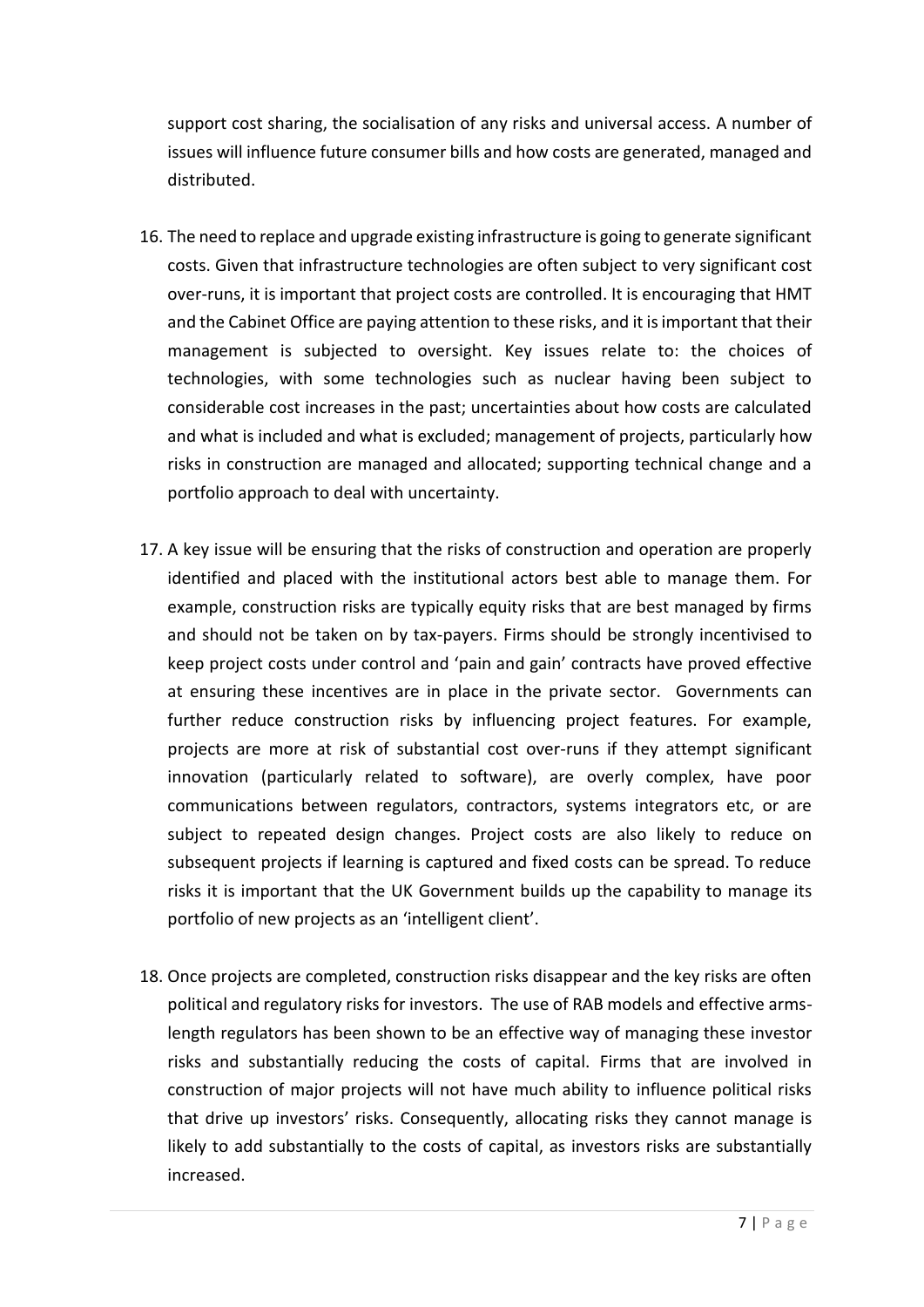support cost sharing, the socialisation of any risks and universal access. A number of issues will influence future consumer bills and how costs are generated, managed and distributed.

16. The need to replace and upgrade existing infrastructure is going to generate significant costs. Given that infrastructure technologies are often subject to very significant cost over-runs, it is important that project costs are controlled. It is encouraging that HMT and the Cabinet Office are paying attention to these risks, and it is important that their management is subjected to oversight. Key issues relate to: the choices of technologies, with some technologies such as nuclear having been subject to considerable cost increases in the past; uncertainties about how costs are calculated and what is included and what is excluded; management of projects, particularly how risks in construction are managed and allocated; supporting technical change and a portfolio approach to deal with uncertainty.

17. A key issue will be ensuring that the risks of construction and operation are properly identified and placed with the institutional actors best able to manage them. For example, construction risks are typically equity risks that are best managed by firms and should not be taken on by tax-payers. Firms should be strongly incentivised to keep project costs under control and 'pain and gain' contracts have proved effective at ensuring these incentives are in place in the private sector. Governments can further reduce construction risks by influencing project features. For example, projects are more at risk of substantial cost over-runs if they attempt significant innovation (particularly related to software), are overly complex, have poor communications between regulators, contractors, systems integrators etc, or are subject to repeated design changes. Project costs are also likely to reduce on subsequent projects if learning is captured and fixed costs can be spread. To reduce risks it is important that the UK Government builds up the capability to manage its portfolio of new projects as an 'intelligent client'.

18. Once projects are completed, construction risks disappear and the key risks are often political and regulatory risks for investors. The use of RAB models and effective arms-length regulators has been shown to be an effective way of managing these investor risks and substantially reducing the costs of capital. Firms that are involved in construction of major projects will not have much ability to influence political risks that drive up investors' risks. Consequently, allocating risks they cannot manage is likely to add substantially to the costs of capital, as investors risks are substantially increased.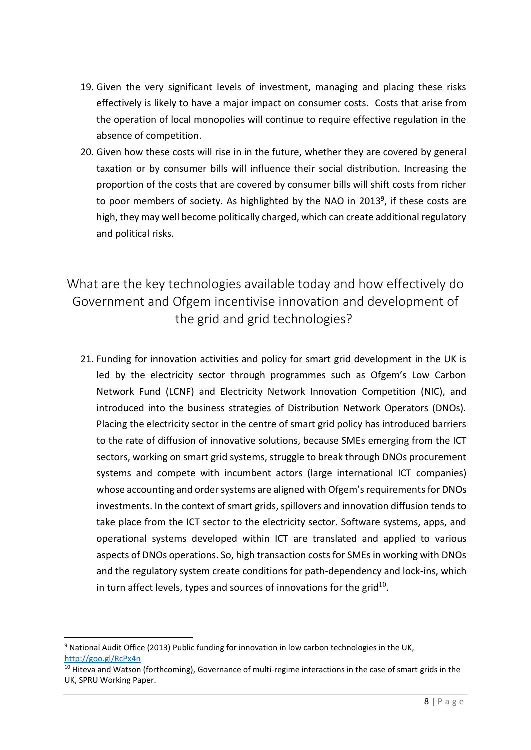19. Given the very significant levels of investment, managing and placing these risks effectively is likely to have a major impact on consumer costs. Costs that arise from the operation of local monopolies will continue to require effective regulation in the absence of competition.
20. Given how these costs will rise in the future, whether they are covered by general taxation or by consumer bills will influence their social distribution. Increasing the proportion of the costs that are covered by consumer bills will shift costs from richer to poor members of society. As highlighted by the NAO in 2013[9], if these costs are high, they may well become politically charged, which can create additional regulatory and political risks.

## What are the key technologies available today and how effectively do Government and Ofgem incentivise innovation and development of the grid and grid technologies?

21. Funding for innovation activities and policy for smart grid development in the UK is led by the electricity sector through programmes such as Ofgem's Low Carbon Network Fund (LCNF) and Electricity Network Innovation Competition (NIC), and introduced into the business strategies of Distribution Network Operators (DNOs). Placing the electricity sector in the centre of smart grid policy has introduced barriers to the rate of diffusion of innovative solutions, because SMEs emerging from the ICT sectors, working on smart grid systems, struggle to break through DNOs procurement systems and compete with incumbent actors (large international ICT companies) whose accounting and order systems are aligned with Ofgem's requirements for DNOs investments. In the context of smart grids, spillovers and innovation diffusion tends to take place from the ICT sector to the electricity sector. Software systems, apps, and operational systems developed within ICT are translated and applied to various aspects of DNOs operations. So, high transaction costs for SMEs in working with DNOs and the regulatory system create conditions for path-dependency and lock-ins, which in turn affect levels, types and sources of innovations for the grid[10].

---

[9] National Audit Office (2013) Public funding for innovation in low carbon technologies in the UK, http://goo.gl/RcPx4n

[10] Hiteva and Watson (forthcoming), Governance of multi-regime interactions in the case of smart grids in the UK, SPRU Working Paper.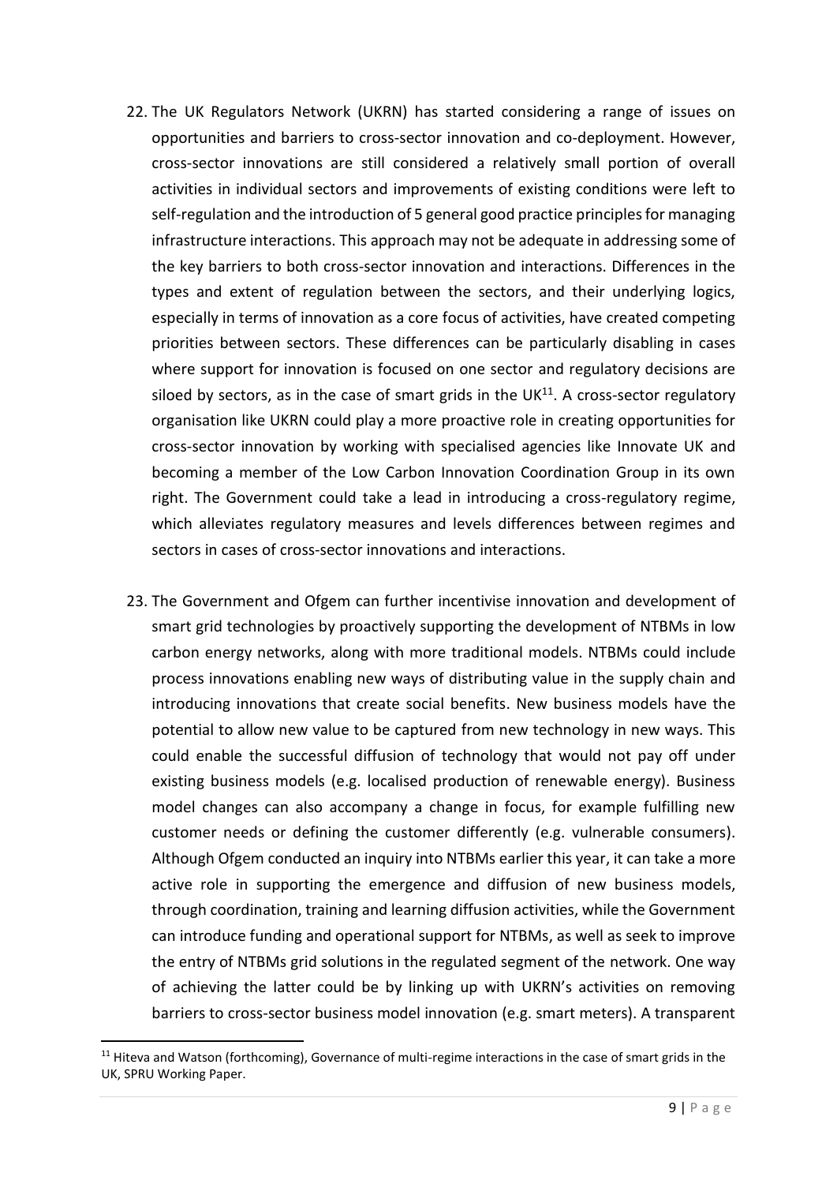22. The UK Regulators Network (UKRN) has started considering a range of issues on opportunities and barriers to cross-sector innovation and co-deployment. However, cross-sector innovations are still considered a relatively small portion of overall activities in individual sectors and improvements of existing conditions were left to self-regulation and the introduction of 5 general good practice principles for managing infrastructure interactions. This approach may not be adequate in addressing some of the key barriers to both cross-sector innovation and interactions. Differences in the types and extent of regulation between the sectors, and their underlying logics, especially in terms of innovation as a core focus of activities, have created competing priorities between sectors. These differences can be particularly disabling in cases where support for innovation is focused on one sector and regulatory decisions are siloed by sectors, as in the case of smart grids in the UK[11]. A cross-sector regulatory organisation like UKRN could play a more proactive role in creating opportunities for cross-sector innovation by working with specialised agencies like Innovate UK and becoming a member of the Low Carbon Innovation Coordination Group in its own right. The Government could take a lead in introducing a cross-regulatory regime, which alleviates regulatory measures and levels differences between regimes and sectors in cases of cross-sector innovations and interactions.

23. The Government and Ofgem can further incentivise innovation and development of smart grid technologies by proactively supporting the development of NTBMs in low carbon energy networks, along with more traditional models. NTBMs could include process innovations enabling new ways of distributing value in the supply chain and introducing innovations that create social benefits. New business models have the potential to allow new value to be captured from new technology in new ways. This could enable the successful diffusion of technology that would not pay off under existing business models (e.g. localised production of renewable energy). Business model changes can also accompany a change in focus, for example fulfilling new customer needs or defining the customer differently (e.g. vulnerable consumers). Although Ofgem conducted an inquiry into NTBMs earlier this year, it can take a more active role in supporting the emergence and diffusion of new business models, through coordination, training and learning diffusion activities, while the Government can introduce funding and operational support for NTBMs, as well as seek to improve the entry of NTBMs grid solutions in the regulated segment of the network. One way of achieving the latter could be by linking up with UKRN's activities on removing barriers to cross-sector business model innovation (e.g. smart meters). A transparent

[11] Hiteva and Watson (forthcoming), Governance of multi-regime interactions in the case of smart grids in the UK, SPRU Working Paper.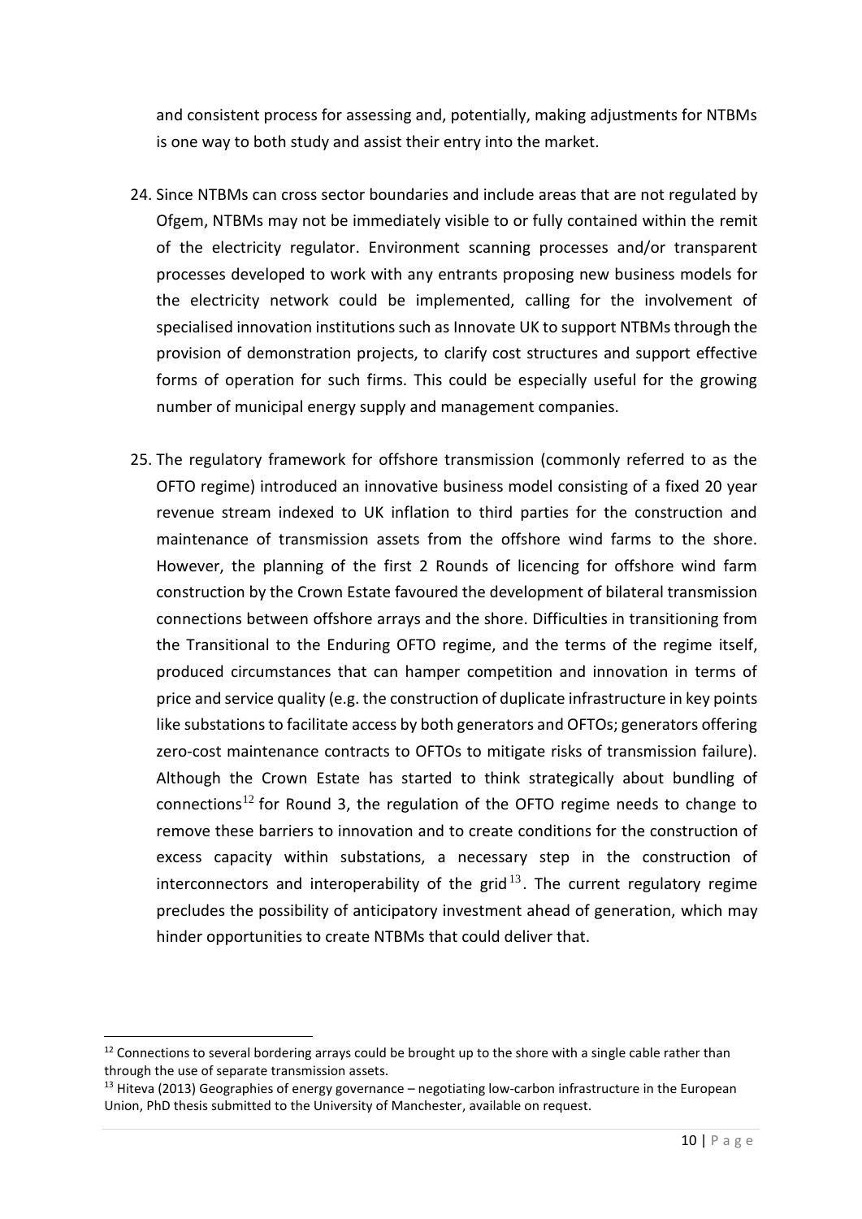and consistent process for assessing and, potentially, making adjustments for NTBMs is one way to both study and assist their entry into the market.

24. Since NTBMs can cross sector boundaries and include areas that are not regulated by Ofgem, NTBMs may not be immediately visible to or fully contained within the remit of the electricity regulator. Environment scanning processes and/or transparent processes developed to work with any entrants proposing new business models for the electricity network could be implemented, calling for the involvement of specialised innovation institutions such as Innovate UK to support NTBMs through the provision of demonstration projects, to clarify cost structures and support effective forms of operation for such firms. This could be especially useful for the growing number of municipal energy supply and management companies.

25. The regulatory framework for offshore transmission (commonly referred to as the OFTO regime) introduced an innovative business model consisting of a fixed 20 year revenue stream indexed to UK inflation to third parties for the construction and maintenance of transmission assets from the offshore wind farms to the shore. However, the planning of the first 2 Rounds of licencing for offshore wind farm construction by the Crown Estate favoured the development of bilateral transmission connections between offshore arrays and the shore. Difficulties in transitioning from the Transitional to the Enduring OFTO regime, and the terms of the regime itself, produced circumstances that can hamper competition and innovation in terms of price and service quality (e.g. the construction of duplicate infrastructure in key points like substations to facilitate access by both generators and OFTOs; generators offering zero-cost maintenance contracts to OFTOs to mitigate risks of transmission failure). Although the Crown Estate has started to think strategically about bundling of connections[12] for Round 3, the regulation of the OFTO regime needs to change to remove these barriers to innovation and to create conditions for the construction of excess capacity within substations, a necessary step in the construction of interconnectors and interoperability of the grid[13]. The current regulatory regime precludes the possibility of anticipatory investment ahead of generation, which may hinder opportunities to create NTBMs that could deliver that.

---

[12] Connections to several bordering arrays could be brought up to the shore with a single cable rather than through the use of separate transmission assets.

[13] Hiteva (2013) Geographies of energy governance – negotiating low-carbon infrastructure in the European Union, PhD thesis submitted to the University of Manchester, available on request.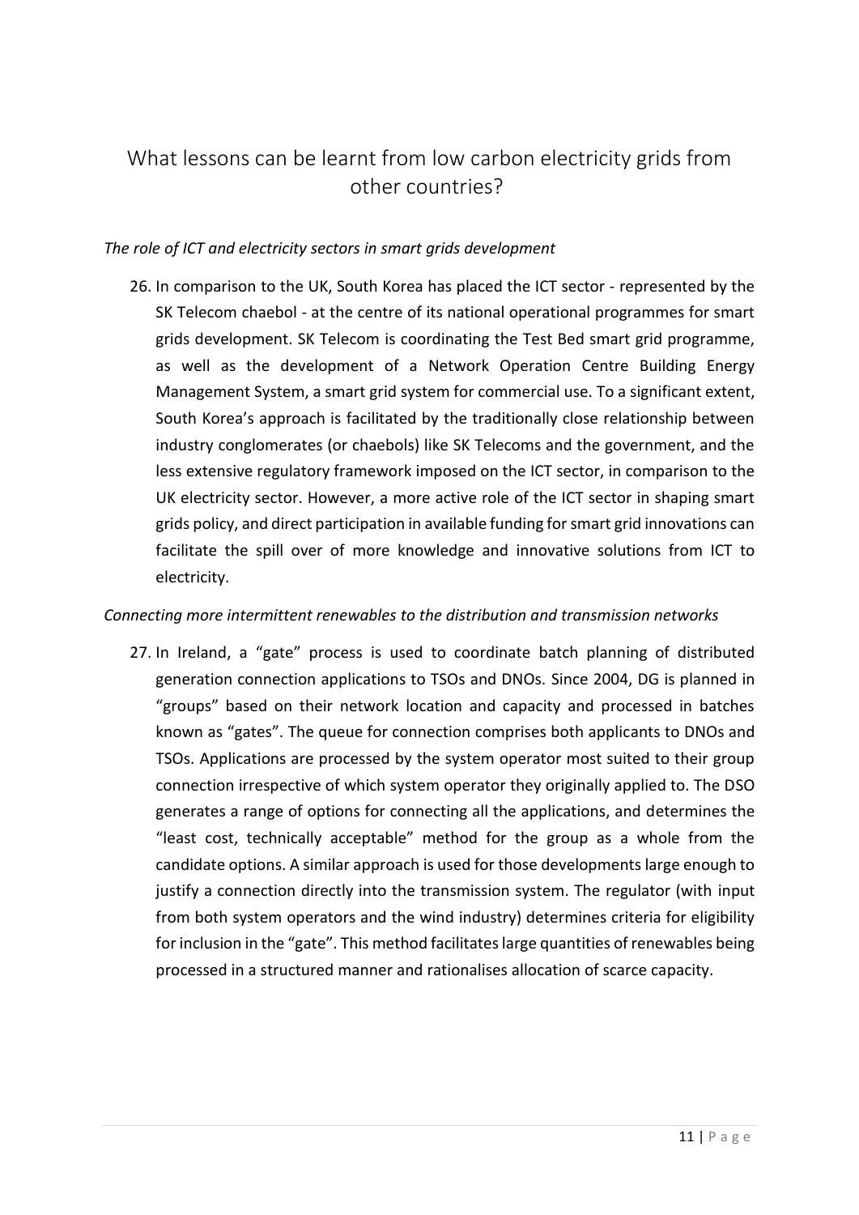## What lessons can be learnt from low carbon electricity grids from other countries?

*The role of ICT and electricity sectors in smart grids development*

26. In comparison to the UK, South Korea has placed the ICT sector - represented by the SK Telecom chaebol - at the centre of its national operational programmes for smart grids development. SK Telecom is coordinating the Test Bed smart grid programme, as well as the development of a Network Operation Centre Building Energy Management System, a smart grid system for commercial use. To a significant extent, South Korea's approach is facilitated by the traditionally close relationship between industry conglomerates (or chaebols) like SK Telecoms and the government, and the less extensive regulatory framework imposed on the ICT sector, in comparison to the UK electricity sector. However, a more active role of the ICT sector in shaping smart grids policy, and direct participation in available funding for smart grid innovations can facilitate the spill over of more knowledge and innovative solutions from ICT to electricity.

*Connecting more intermittent renewables to the distribution and transmission networks*

27. In Ireland, a "gate" process is used to coordinate batch planning of distributed generation connection applications to TSOs and DNOs. Since 2004, DG is planned in "groups" based on their network location and capacity and processed in batches known as "gates". The queue for connection comprises both applicants to DNOs and TSOs. Applications are processed by the system operator most suited to their group connection irrespective of which system operator they originally applied to. The DSO generates a range of options for connecting all the applications, and determines the "least cost, technically acceptable" method for the group as a whole from the candidate options. A similar approach is used for those developments large enough to justify a connection directly into the transmission system. The regulator (with input from both system operators and the wind industry) determines criteria for eligibility for inclusion in the "gate". This method facilitates large quantities of renewables being processed in a structured manner and rationalises allocation of scarce capacity.